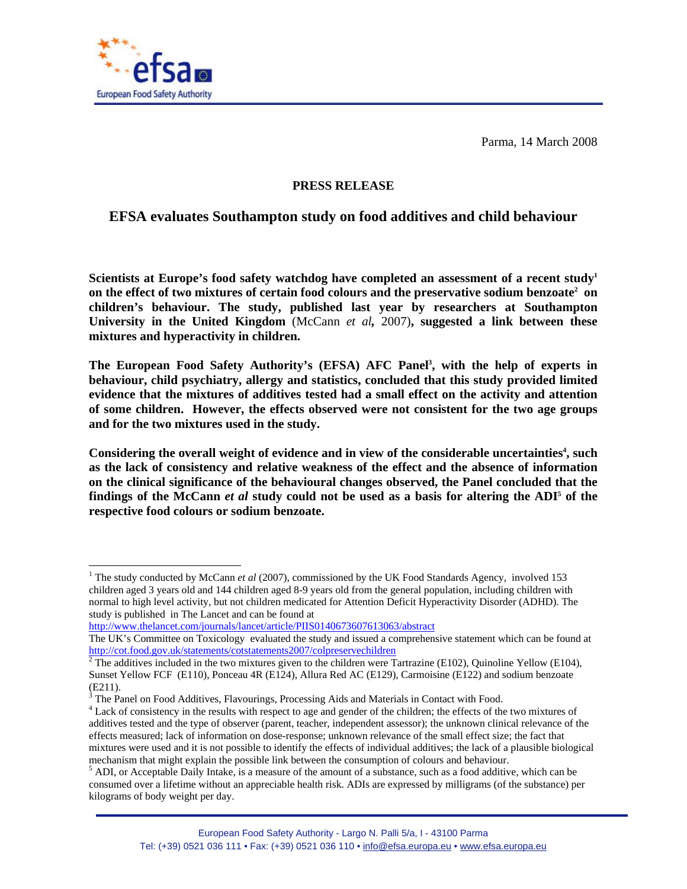Parma, 14 March 2008

**PRESS RELEASE**

# EFSA evaluates Southampton study on food additives and child behaviour

**Scientists at Europe's food safety watchdog have completed an assessment of a recent study[1] on the effect of two mixtures of certain food colours and the preservative sodium benzoate[2] on children's behaviour. The study, published last year by researchers at Southampton University in the United Kingdom** (McCann *et al*, 2007)**, suggested a link between these mixtures and hyperactivity in children.**

**The European Food Safety Authority's (EFSA) AFC Panel[3], with the help of experts in behaviour, child psychiatry, allergy and statistics, concluded that this study provided limited evidence that the mixtures of additives tested had a small effect on the activity and attention of some children. However, the effects observed were not consistent for the two age groups and for the two mixtures used in the study.**

**Considering the overall weight of evidence and in view of the considerable uncertainties[4], such as the lack of consistency and relative weakness of the effect and the absence of information on the clinical significance of the behavioural changes observed, the Panel concluded that the findings of the McCann *et al* study could not be used as a basis for altering the ADI[5] of the respective food colours or sodium benzoate.**

---

[1] The study conducted by McCann *et al* (2007), commissioned by the UK Food Standards Agency, involved 153 children aged 3 years old and 144 children aged 8-9 years old from the general population, including children with normal to high level activity, but not children medicated for Attention Deficit Hyperactivity Disorder (ADHD). The study is published in The Lancet and can be found at http://www.thelancet.com/journals/lancet/article/PIIS0140673607613063/abstract
The UK's Committee on Toxicology evaluated the study and issued a comprehensive statement which can be found at http://cot.food.gov.uk/statements/cotstatements2007/colpreservechildren

[2] The additives included in the two mixtures given to the children were Tartrazine (E102), Quinoline Yellow (E104), Sunset Yellow FCF (E110), Ponceau 4R (E124), Allura Red AC (E129), Carmoisine (E122) and sodium benzoate (E211).

[3] The Panel on Food Additives, Flavourings, Processing Aids and Materials in Contact with Food.

[4] Lack of consistency in the results with respect to age and gender of the children; the effects of the two mixtures of additives tested and the type of observer (parent, teacher, independent assessor); the unknown clinical relevance of the effects measured; lack of information on dose-response; unknown relevance of the small effect size; the fact that mixtures were used and it is not possible to identify the effects of individual additives; the lack of a plausible biological mechanism that might explain the possible link between the consumption of colours and behaviour.

[5] ADI, or Acceptable Daily Intake, is a measure of the amount of a substance, such as a food additive, which can be consumed over a lifetime without an appreciable health risk. ADIs are expressed by milligrams (of the substance) per kilograms of body weight per day.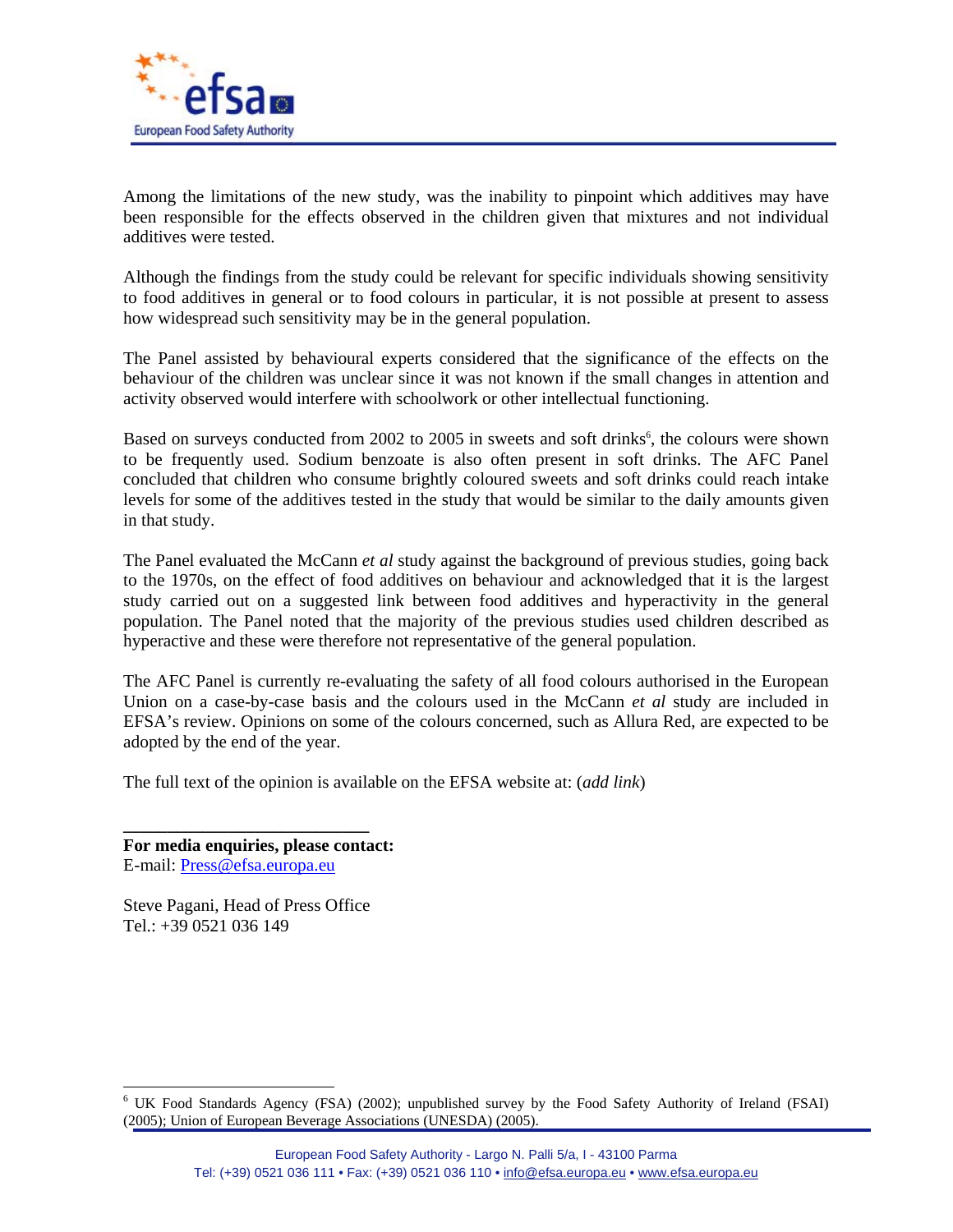Among the limitations of the new study, was the inability to pinpoint which additives may have been responsible for the effects observed in the children given that mixtures and not individual additives were tested.

Although the findings from the study could be relevant for specific individuals showing sensitivity to food additives in general or to food colours in particular, it is not possible at present to assess how widespread such sensitivity may be in the general population.

The Panel assisted by behavioural experts considered that the significance of the effects on the behaviour of the children was unclear since it was not known if the small changes in attention and activity observed would interfere with schoolwork or other intellectual functioning.

Based on surveys conducted from 2002 to 2005 in sweets and soft drinks[6], the colours were shown to be frequently used. Sodium benzoate is also often present in soft drinks. The AFC Panel concluded that children who consume brightly coloured sweets and soft drinks could reach intake levels for some of the additives tested in the study that would be similar to the daily amounts given in that study.

The Panel evaluated the McCann *et al* study against the background of previous studies, going back to the 1970s, on the effect of food additives on behaviour and acknowledged that it is the largest study carried out on a suggested link between food additives and hyperactivity in the general population. The Panel noted that the majority of the previous studies used children described as hyperactive and these were therefore not representative of the general population.

The AFC Panel is currently re-evaluating the safety of all food colours authorised in the European Union on a case-by-case basis and the colours used in the McCann *et al* study are included in EFSA's review. Opinions on some of the colours concerned, such as Allura Red, are expected to be adopted by the end of the year.

The full text of the opinion is available on the EFSA website at: (*add link*)

---

**For media enquiries, please contact:**
E-mail: Press@efsa.europa.eu

Steve Pagani, Head of Press Office
Tel.: +39 0521 036 149

[6] UK Food Standards Agency (FSA) (2002); unpublished survey by the Food Safety Authority of Ireland (FSAI) (2005); Union of European Beverage Associations (UNESDA) (2005).